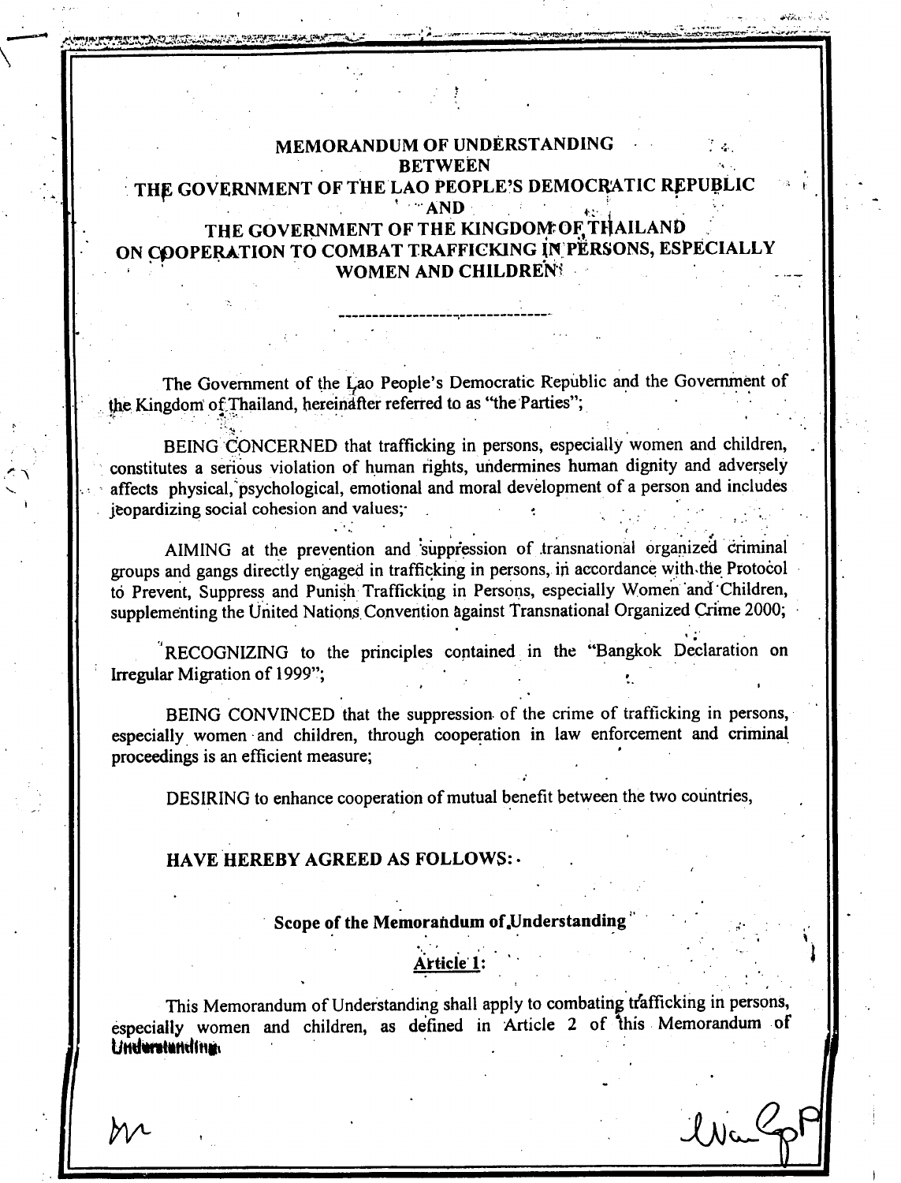# MEMORANDUM OF UNDERSTANDING
# BETWEEN
# THE GOVERNMENT OF THE LAO PEOPLE'S DEMOCRATIC REPUBLIC
# AND
# THE GOVERNMENT OF THE KINGDOM OF THAILAND
# ON COOPERATION TO COMBAT TRAFFICKING IN PERSONS, ESPECIALLY WOMEN AND CHILDREN

---

The Government of the Lao People's Democratic Republic and the Government of the Kingdom of Thailand, hereinafter referred to as "the Parties";

BEING CONCERNED that trafficking in persons, especially women and children, constitutes a serious violation of human rights, undermines human dignity and adversely affects physical, psychological, emotional and moral development of a person and includes jeopardizing social cohesion and values;

AIMING at the prevention and suppression of transnational organized criminal groups and gangs directly engaged in trafficking in persons, in accordance with the Protocol to Prevent, Suppress and Punish Trafficking in Persons, especially Women and Children, supplementing the United Nations Convention against Transnational Organized Crime 2000;

RECOGNIZING to the principles contained in the "Bangkok Declaration on Irregular Migration of 1999";

BEING CONVINCED that the suppression of the crime of trafficking in persons, especially women and children, through cooperation in law enforcement and criminal proceedings is an efficient measure;

DESIRING to enhance cooperation of mutual benefit between the two countries,

**HAVE HEREBY AGREED AS FOLLOWS:**

**Scope of the Memorandum of Understanding**

**Article 1:**

This Memorandum of Understanding shall apply to combating trafficking in persons, especially women and children, as defined in Article 2 of this Memorandum of Understanding.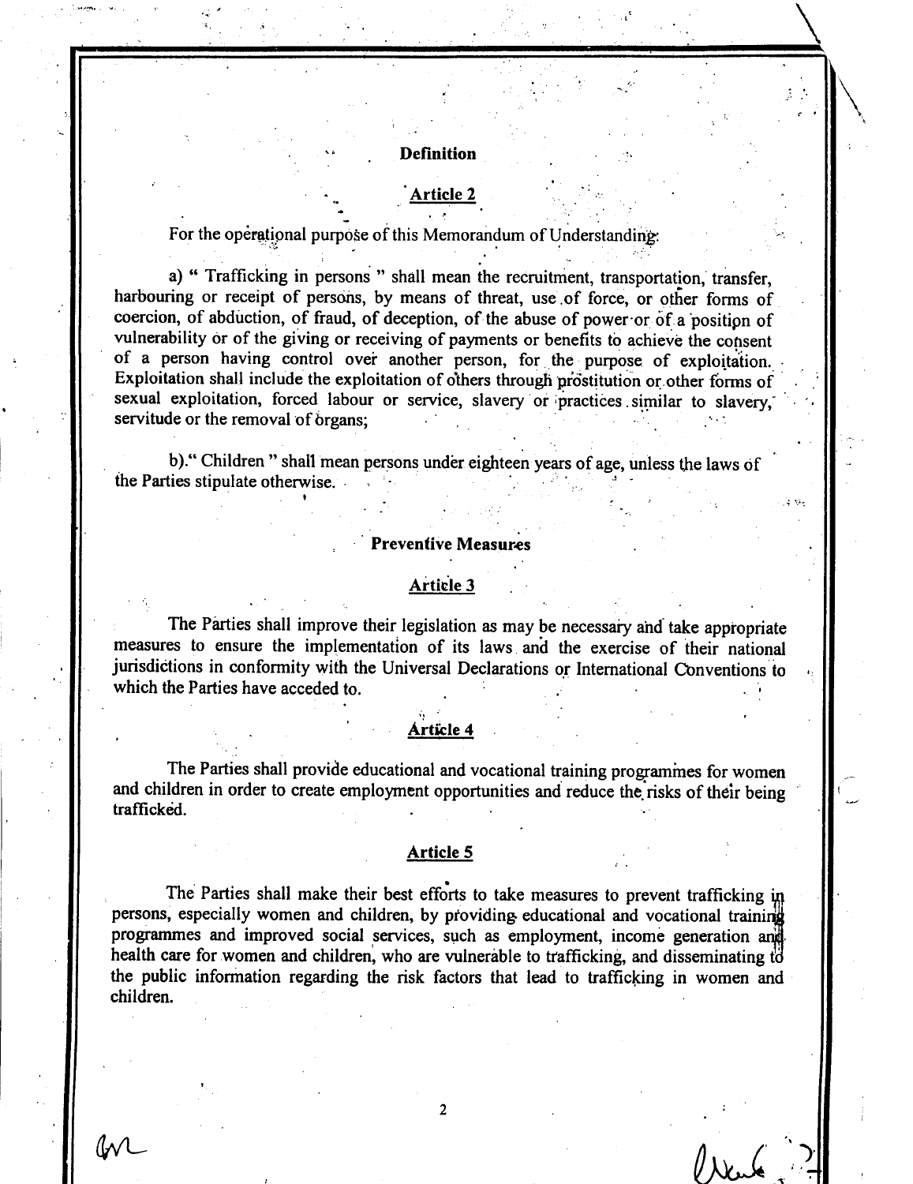## Definition

### Article 2

For the operational purpose of this Memorandum of Understanding:

a) " Trafficking in persons " shall mean the recruitment, transportation, transfer, harbouring or receipt of persons, by means of threat, use of force, or other forms of coercion, of abduction, of fraud, of deception, of the abuse of power or of a position of vulnerability or of the giving or receiving of payments or benefits to achieve the consent of a person having control over another person, for the purpose of exploitation. Exploitation shall include the exploitation of others through prostitution or other forms of sexual exploitation, forced labour or service, slavery or practices similar to slavery, servitude or the removal of organs;

b)." Children " shall mean persons under eighteen years of age, unless the laws of the Parties stipulate otherwise.

## Preventive Measures

### Article 3

The Parties shall improve their legislation as may be necessary and take appropriate measures to ensure the implementation of its laws and the exercise of their national jurisdictions in conformity with the Universal Declarations or International Conventions to which the Parties have acceded to.

### Article 4

The Parties shall provide educational and vocational training programmes for women and children in order to create employment opportunities and reduce the risks of their being trafficked.

### Article 5

The Parties shall make their best efforts to take measures to prevent trafficking in persons, especially women and children, by providing educational and vocational training programmes and improved social services, such as employment, income generation and health care for women and children, who are vulnerable to trafficking, and disseminating to the public information regarding the risk factors that lead to trafficking in women and children.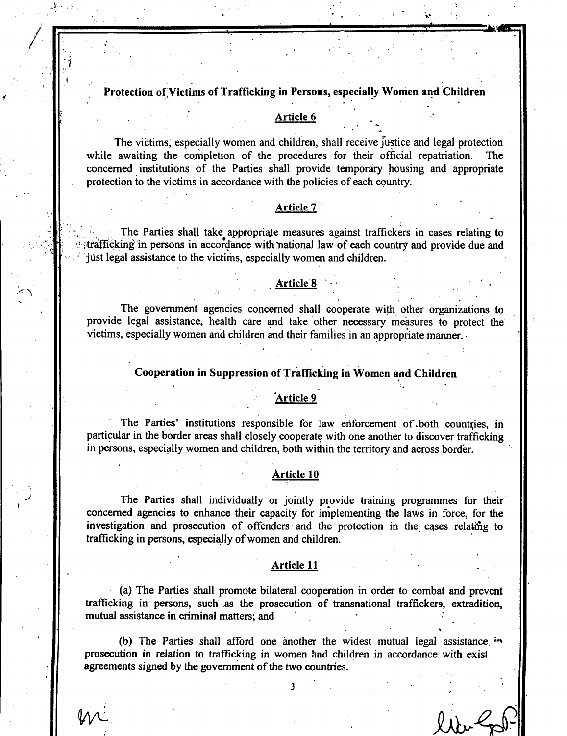## Protection of Victims of Trafficking in Persons, especially Women and Children

### Article 6

The victims, especially women and children, shall receive justice and legal protection while awaiting the completion of the procedures for their official repatriation. The concerned institutions of the Parties shall provide temporary housing and appropriate protection to the victims in accordance with the policies of each country.

### Article 7

The Parties shall take appropriate measures against traffickers in cases relating to trafficking in persons in accordance with national law of each country and provide due and just legal assistance to the victims, especially women and children.

### Article 8

The government agencies concerned shall cooperate with other organizations to provide legal assistance, health care and take other necessary measures to protect the victims, especially women and children and their families in an appropriate manner.

## Cooperation in Suppression of Trafficking in Women and Children

### Article 9

The Parties' institutions responsible for law enforcement of both countries, in particular in the border areas shall closely cooperate with one another to discover trafficking in persons, especially women and children, both within the territory and across border.

### Article 10

The Parties shall individually or jointly provide training programmes for their concerned agencies to enhance their capacity for implementing the laws in force, for the investigation and prosecution of offenders and the protection in the cases relating to trafficking in persons, especially of women and children.

### Article 11

(a) The Parties shall promote bilateral cooperation in order to combat and prevent trafficking in persons, such as the prosecution of transnational traffickers, extradition, mutual assistance in criminal matters; and

(b) The Parties shall afford one another the widest mutual legal assistance in prosecution in relation to trafficking in women and children in accordance with exist agreements signed by the government of the two countries.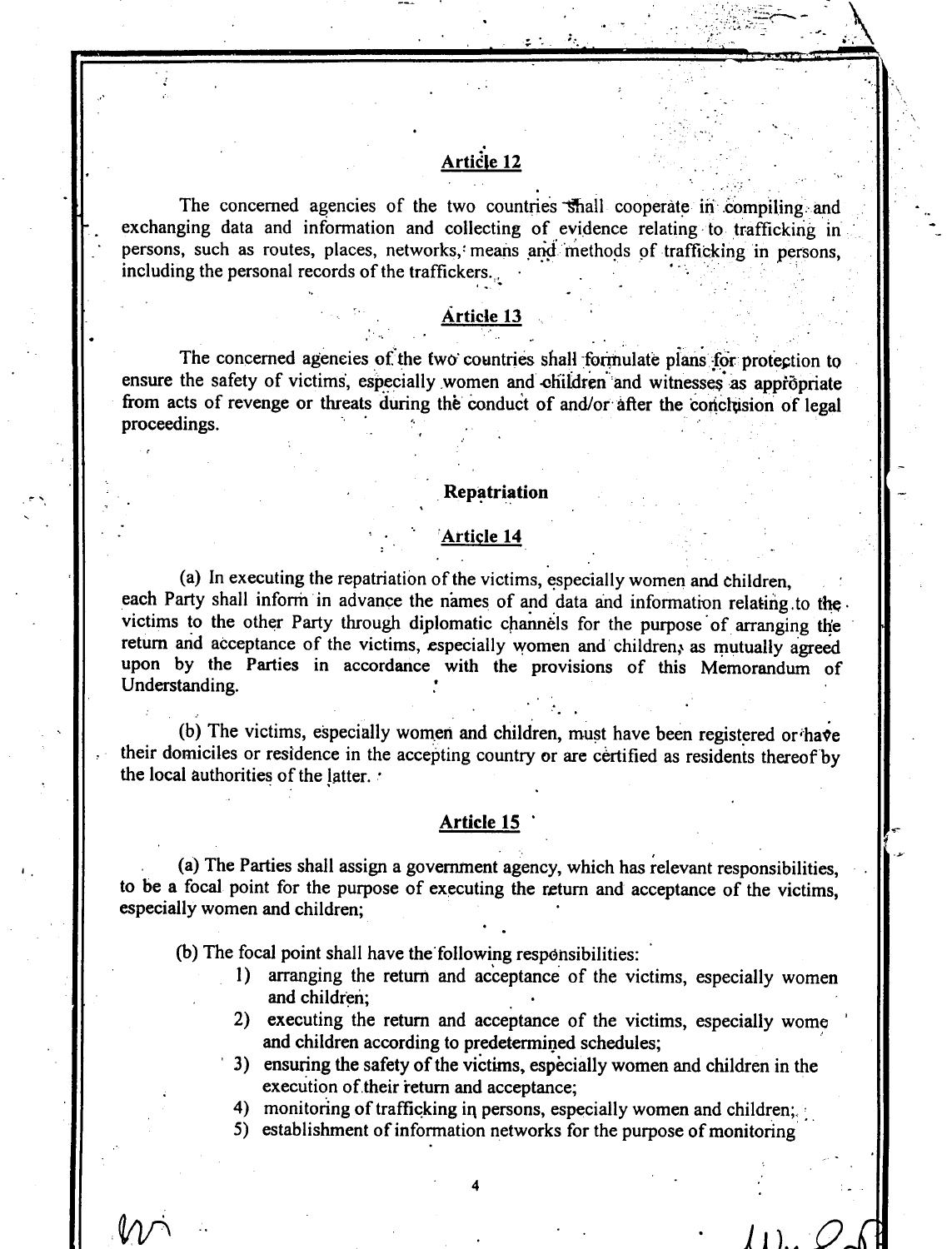## Article 12

The concerned agencies of the two countries shall cooperate in compiling and exchanging data and information and collecting of evidence relating to trafficking in persons, such as routes, places, networks, means and methods of trafficking in persons, including the personal records of the traffickers.

## Article 13

The concerned agencies of the two countries shall formulate plans for protection to ensure the safety of victims, especially women and children and witnesses as appropriate from acts of revenge or threats during the conduct of and/or after the conclusion of legal proceedings.

## Repatriation

## Article 14

(a) In executing the repatriation of the victims, especially women and children, each Party shall inform in advance the names of and data and information relating to the victims to the other Party through diplomatic channels for the purpose of arranging the return and acceptance of the victims, especially women and children, as mutually agreed upon by the Parties in accordance with the provisions of this Memorandum of Understanding.

(b) The victims, especially women and children, must have been registered or have their domiciles or residence in the accepting country or are certified as residents thereof by the local authorities of the latter.

## Article 15

(a) The Parties shall assign a government agency, which has relevant responsibilities, to be a focal point for the purpose of executing the return and acceptance of the victims, especially women and children;

(b) The focal point shall have the following responsibilities:

1) arranging the return and acceptance of the victims, especially women and children;
2) executing the return and acceptance of the victims, especially wome and children according to predetermined schedules;
3) ensuring the safety of the victims, especially women and children in the execution of their return and acceptance;
4) monitoring of trafficking in persons, especially women and children;
5) establishment of information networks for the purpose of monitoring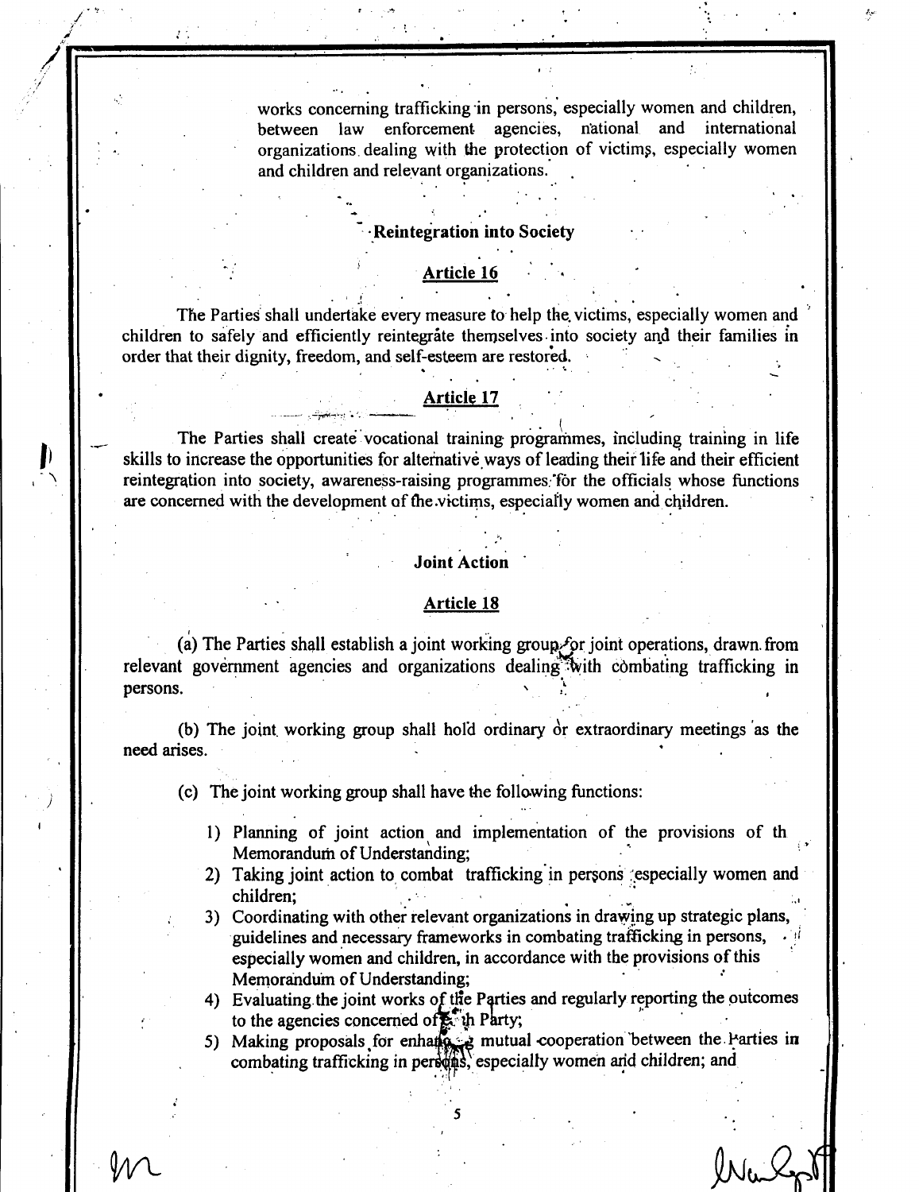works concerning trafficking in persons, especially women and children, between law enforcement agencies, national and international organizations dealing with the protection of victims, especially women and children and relevant organizations.

### Reintegration into Society

#### Article 16

The Parties shall undertake every measure to help the victims, especially women and children to safely and efficiently reintegrate themselves into society and their families in order that their dignity, freedom, and self-esteem are restored.

#### Article 17

The Parties shall create vocational training programmes, including training in life skills to increase the opportunities for alternative ways of leading their life and their efficient reintegration into society, awareness-raising programmes for the officials whose functions are concerned with the development of the victims, especially women and children.

### Joint Action

#### Article 18

(a) The Parties shall establish a joint working group for joint operations, drawn from relevant government agencies and organizations dealing with combating trafficking in persons.

(b) The joint working group shall hold ordinary or extraordinary meetings as the need arises.

(c) The joint working group shall have the following functions:

1) Planning of joint action and implementation of the provisions of th Memorandum of Understanding;
2) Taking joint action to combat trafficking in persons especially women and children;
3) Coordinating with other relevant organizations in drawing up strategic plans, guidelines and necessary frameworks in combating trafficking in persons, especially women and children, in accordance with the provisions of this Memorandum of Understanding;
4) Evaluating the joint works of the Parties and regularly reporting the outcomes to the agencies concerned of each Party;
5) Making proposals for enhancing mutual cooperation between the Parties in combating trafficking in persons, especially women and children; and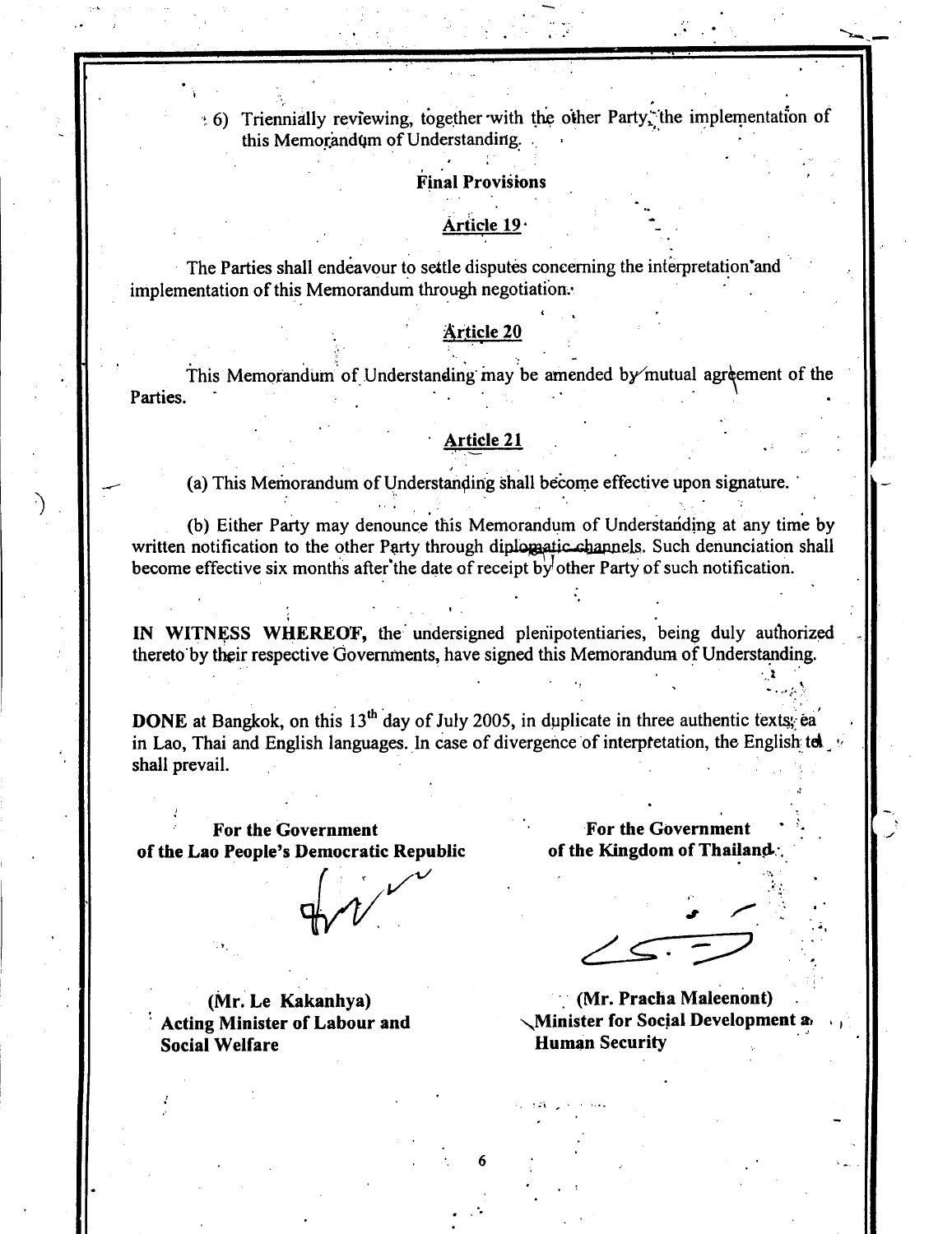6) Triennially reviewing, together with the other Party, the implementation of this Memorandum of Understanding.

**Final Provisions**

**Article 19**

The Parties shall endeavour to settle disputes concerning the interpretation and implementation of this Memorandum through negotiation.

**Article 20**

This Memorandum of Understanding may be amended by mutual agreement of the Parties.

**Article 21**

(a) This Memorandum of Understanding shall become effective upon signature.

(b) Either Party may denounce this Memorandum of Understanding at any time by written notification to the other Party through diplomatic channels. Such denunciation shall become effective six months after the date of receipt by other Party of such notification.

**IN WITNESS WHEREOF,** the undersigned plenipotentiaries, being duly authorized thereto by their respective Governments, have signed this Memorandum of Understanding.

**DONE** at Bangkok, on this 13th day of July 2005, in duplicate in three authentic texts, each in Lao, Thai and English languages. In case of divergence of interpretation, the English text shall prevail.

| | |
|---|---|
| **For the Government of the Lao People's Democratic Republic** | **For the Government of the Kingdom of Thailand** |
| **(Mr. Le Kakanhya)** | **(Mr. Pracha Maleenont)** |
| **Acting Minister of Labour and Social Welfare** | **Minister for Social Development and Human Security** |